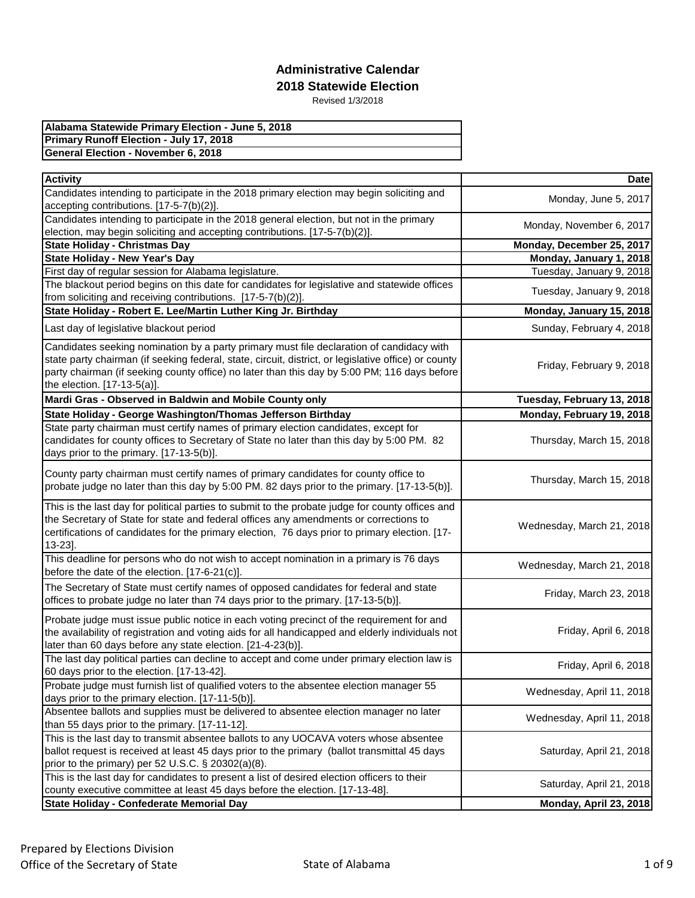# Administrative Calendar

## 2018 Statewide Election

Revised 1/3/2018

| Alabama Statewide Primary Election - June 5, 2018 |
|---|
| **Primary Runoff Election - July 17, 2018** |
| **General Election - November 6, 2018** |

| Activity | Date |
|---|---|
| Candidates intending to participate in the 2018 primary election may begin soliciting and accepting contributions. [17-5-7(b)(2)]. | Monday, June 5, 2017 |
| Candidates intending to participate in the 2018 general election, but not in the primary election, may begin soliciting and accepting contributions. [17-5-7(b)(2)]. | Monday, November 6, 2017 |
| **State Holiday - Christmas Day** | **Monday, December 25, 2017** |
| **State Holiday - New Year's Day** | **Monday, January 1, 2018** |
| First day of regular session for Alabama legislature. | Tuesday, January 9, 2018 |
| The blackout period begins on this date for candidates for legislative and statewide offices from soliciting and receiving contributions. [17-5-7(b)(2)]. | Tuesday, January 9, 2018 |
| **State Holiday - Robert E. Lee/Martin Luther King Jr. Birthday** | **Monday, January 15, 2018** |
| Last day of legislative blackout period | Sunday, February 4, 2018 |
| Candidates seeking nomination by a party primary must file declaration of candidacy with state party chairman (if seeking federal, state, circuit, district, or legislative office) or county party chairman (if seeking county office) no later than this day by 5:00 PM; 116 days before the election. [17-13-5(a)]. | Friday, February 9, 2018 |
| **Mardi Gras - Observed in Baldwin and Mobile County only** | **Tuesday, February 13, 2018** |
| **State Holiday - George Washington/Thomas Jefferson Birthday** | **Monday, February 19, 2018** |
| State party chairman must certify names of primary election candidates, except for candidates for county offices to Secretary of State no later than this day by 5:00 PM. 82 days prior to the primary. [17-13-5(b)]. | Thursday, March 15, 2018 |
| County party chairman must certify names of primary candidates for county office to probate judge no later than this day by 5:00 PM. 82 days prior to the primary. [17-13-5(b)]. | Thursday, March 15, 2018 |
| This is the last day for political parties to submit to the probate judge for county offices and the Secretary of State for state and federal offices any amendments or corrections to certifications of candidates for the primary election, 76 days prior to primary election. [17-13-23]. | Wednesday, March 21, 2018 |
| This deadline for persons who do not wish to accept nomination in a primary is 76 days before the date of the election. [17-6-21(c)]. | Wednesday, March 21, 2018 |
| The Secretary of State must certify names of opposed candidates for federal and state offices to probate judge no later than 74 days prior to the primary. [17-13-5(b)]. | Friday, March 23, 2018 |
| Probate judge must issue public notice in each voting precinct of the requirement for and the availability of registration and voting aids for all handicapped and elderly individuals not later than 60 days before any state election. [21-4-23(b)]. | Friday, April 6, 2018 |
| The last day political parties can decline to accept and come under primary election law is 60 days prior to the election. [17-13-42]. | Friday, April 6, 2018 |
| Probate judge must furnish list of qualified voters to the absentee election manager 55 days prior to the primary election. [17-11-5(b)]. | Wednesday, April 11, 2018 |
| Absentee ballots and supplies must be delivered to absentee election manager no later than 55 days prior to the primary. [17-11-12]. | Wednesday, April 11, 2018 |
| This is the last day to transmit absentee ballots to any UOCAVA voters whose absentee ballot request is received at least 45 days prior to the primary (ballot transmittal 45 days prior to the primary) per 52 U.S.C. § 20302(a)(8). | Saturday, April 21, 2018 |
| This is the last day for candidates to present a list of desired election officers to their county executive committee at least 45 days before the election. [17-13-48]. | Saturday, April 21, 2018 |
| **State Holiday - Confederate Memorial Day** | **Monday, April 23, 2018** |

Prepared by Elections Division
Office of the Secretary of State
State of Alabama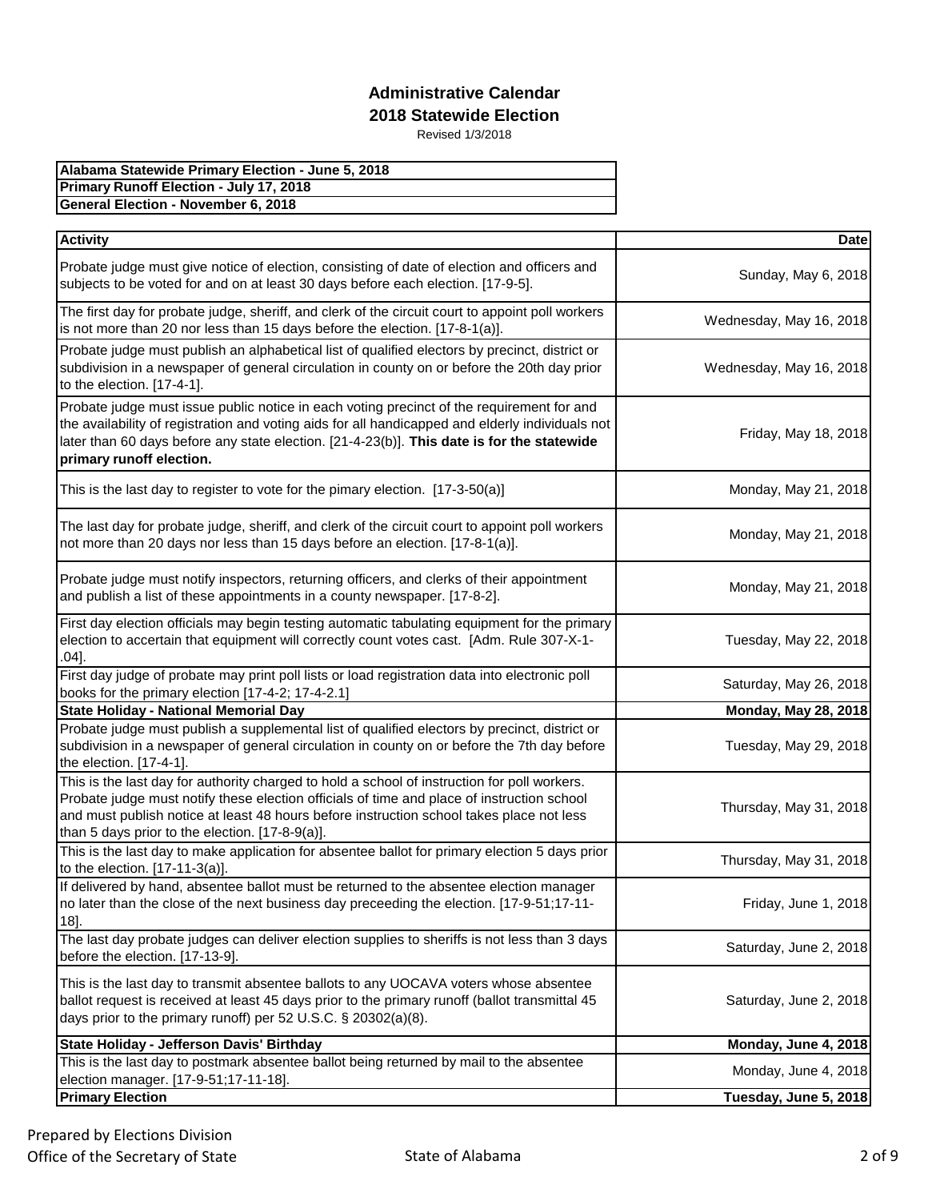**Administrative Calendar**
**2018 Statewide Election**
Revised 1/3/2018

| **Alabama Statewide Primary Election - June 5, 2018** |
|---|
| **Primary Runoff Election - July 17, 2018** |
| **General Election - November 6, 2018** |

| Activity | Date |
|---|---|
| Probate judge must give notice of election, consisting of date of election and officers and subjects to be voted for and on at least 30 days before each election. [17-9-5]. | Sunday, May 6, 2018 |
| The first day for probate judge, sheriff, and clerk of the circuit court to appoint poll workers is not more than 20 nor less than 15 days before the election. [17-8-1(a)]. | Wednesday, May 16, 2018 |
| Probate judge must publish an alphabetical list of qualified electors by precinct, district or subdivision in a newspaper of general circulation in county on or before the 20th day prior to the election. [17-4-1]. | Wednesday, May 16, 2018 |
| Probate judge must issue public notice in each voting precinct of the requirement for and the availability of registration and voting aids for all handicapped and elderly individuals not later than 60 days before any state election. [21-4-23(b)]. **This date is for the statewide primary runoff election.** | Friday, May 18, 2018 |
| This is the last day to register to vote for the pimary election. [17-3-50(a)] | Monday, May 21, 2018 |
| The last day for probate judge, sheriff, and clerk of the circuit court to appoint poll workers not more than 20 days nor less than 15 days before an election. [17-8-1(a)]. | Monday, May 21, 2018 |
| Probate judge must notify inspectors, returning officers, and clerks of their appointment and publish a list of these appointments in a county newspaper. [17-8-2]. | Monday, May 21, 2018 |
| First day election officials may begin testing automatic tabulating equipment for the primary election to accertain that equipment will correctly count votes cast. [Adm. Rule 307-X-1-.04]. | Tuesday, May 22, 2018 |
| First day judge of probate may print poll lists or load registration data into electronic poll books for the primary election [17-4-2; 17-4-2.1] | Saturday, May 26, 2018 |
| **State Holiday - National Memorial Day** | **Monday, May 28, 2018** |
| Probate judge must publish a supplemental list of qualified electors by precinct, district or subdivision in a newspaper of general circulation in county on or before the 7th day before the election. [17-4-1]. | Tuesday, May 29, 2018 |
| This is the last day for authority charged to hold a school of instruction for poll workers. Probate judge must notify these election officials of time and place of instruction school and must publish notice at least 48 hours before instruction school takes place not less than 5 days prior to the election. [17-8-9(a)]. | Thursday, May 31, 2018 |
| This is the last day to make application for absentee ballot for primary election 5 days prior to the election. [17-11-3(a)]. | Thursday, May 31, 2018 |
| If delivered by hand, absentee ballot must be returned to the absentee election manager no later than the close of the next business day preceeding the election. [17-9-51;17-11-18]. | Friday, June 1, 2018 |
| The last day probate judges can deliver election supplies to sheriffs is not less than 3 days before the election. [17-13-9]. | Saturday, June 2, 2018 |
| This is the last day to transmit absentee ballots to any UOCAVA voters whose absentee ballot request is received at least 45 days prior to the primary runoff (ballot transmittal 45 days prior to the primary runoff) per 52 U.S.C. § 20302(a)(8). | Saturday, June 2, 2018 |
| **State Holiday - Jefferson Davis' Birthday** | **Monday, June 4, 2018** |
| This is the last day to postmark absentee ballot being returned by mail to the absentee election manager. [17-9-51;17-11-18]. | Monday, June 4, 2018 |
| **Primary Election** | **Tuesday, June 5, 2018** |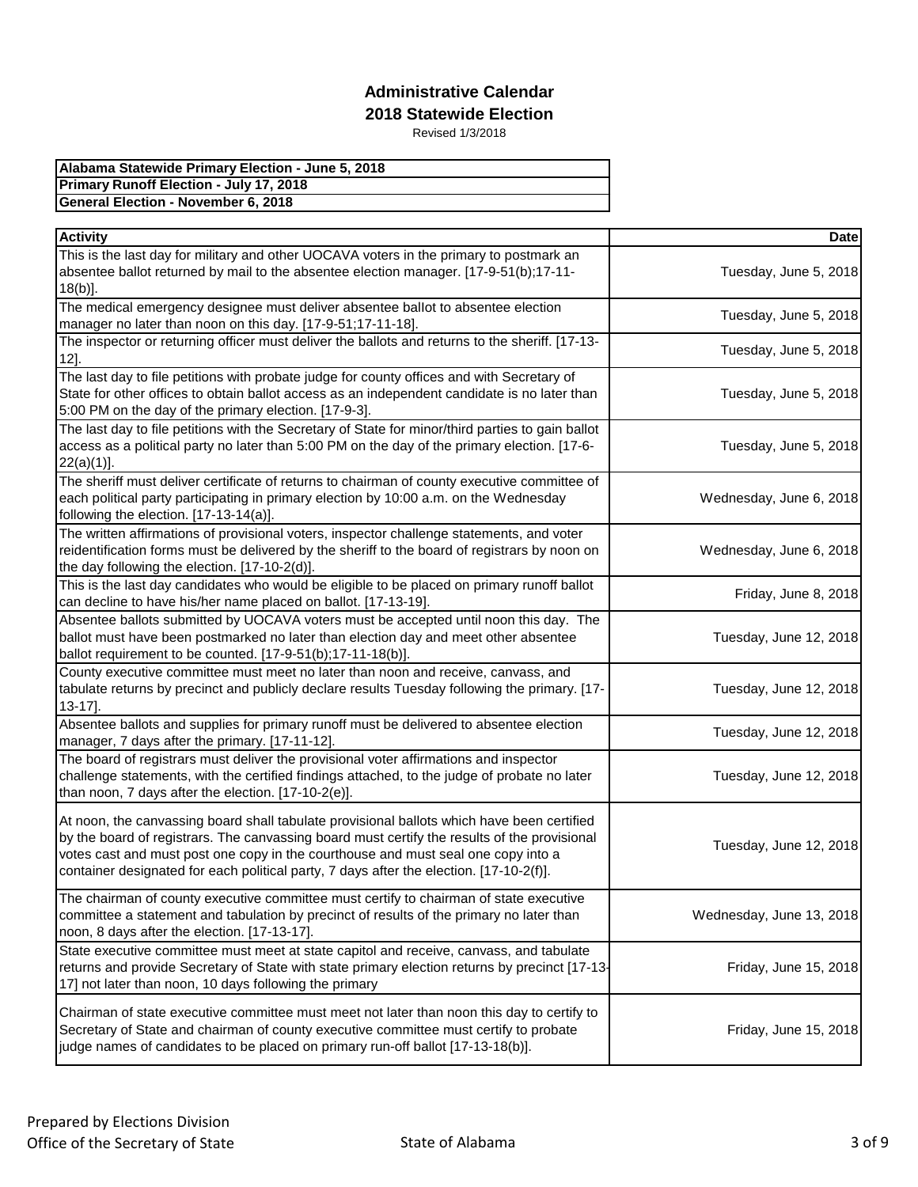## Administrative Calendar
## 2018 Statewide Election

Revised 1/3/2018

| Alabama Statewide Primary Election - June 5, 2018 |
|---|
| Primary Runoff Election - July 17, 2018 |
| General Election - November 6, 2018 |

| Activity | Date |
|---|---|
| This is the last day for military and other UOCAVA voters in the primary to postmark an absentee ballot returned by mail to the absentee election manager. [17-9-51(b);17-11-18(b)]. | Tuesday, June 5, 2018 |
| The medical emergency designee must deliver absentee ballot to absentee election manager no later than noon on this day. [17-9-51;17-11-18]. | Tuesday, June 5, 2018 |
| The inspector or returning officer must deliver the ballots and returns to the sheriff. [17-13-12]. | Tuesday, June 5, 2018 |
| The last day to file petitions with probate judge for county offices and with Secretary of State for other offices to obtain ballot access as an independent candidate is no later than 5:00 PM on the day of the primary election. [17-9-3]. | Tuesday, June 5, 2018 |
| The last day to file petitions with the Secretary of State for minor/third parties to gain ballot access as a political party no later than 5:00 PM on the day of the primary election. [17-6-22(a)(1)]. | Tuesday, June 5, 2018 |
| The sheriff must deliver certificate of returns to chairman of county executive committee of each political party participating in primary election by 10:00 a.m. on the Wednesday following the election. [17-13-14(a)]. | Wednesday, June 6, 2018 |
| The written affirmations of provisional voters, inspector challenge statements, and voter reidentification forms must be delivered by the sheriff to the board of registrars by noon on the day following the election. [17-10-2(d)]. | Wednesday, June 6, 2018 |
| This is the last day candidates who would be eligible to be placed on primary runoff ballot can decline to have his/her name placed on ballot. [17-13-19]. | Friday, June 8, 2018 |
| Absentee ballots submitted by UOCAVA voters must be accepted until noon this day. The ballot must have been postmarked no later than election day and meet other absentee ballot requirement to be counted. [17-9-51(b);17-11-18(b)]. | Tuesday, June 12, 2018 |
| County executive committee must meet no later than noon and receive, canvass, and tabulate returns by precinct and publicly declare results Tuesday following the primary. [17-13-17]. | Tuesday, June 12, 2018 |
| Absentee ballots and supplies for primary runoff must be delivered to absentee election manager, 7 days after the primary. [17-11-12]. | Tuesday, June 12, 2018 |
| The board of registrars must deliver the provisional voter affirmations and inspector challenge statements, with the certified findings attached, to the judge of probate no later than noon, 7 days after the election. [17-10-2(e)]. | Tuesday, June 12, 2018 |
| At noon, the canvassing board shall tabulate provisional ballots which have been certified by the board of registrars. The canvassing board must certify the results of the provisional votes cast and must post one copy in the courthouse and must seal one copy into a container designated for each political party, 7 days after the election. [17-10-2(f)]. | Tuesday, June 12, 2018 |
| The chairman of county executive committee must certify to chairman of state executive committee a statement and tabulation by precinct of results of the primary no later than noon, 8 days after the election. [17-13-17]. | Wednesday, June 13, 2018 |
| State executive committee must meet at state capitol and receive, canvass, and tabulate returns and provide Secretary of State with state primary election returns by precinct [17-13-17] not later than noon, 10 days following the primary | Friday, June 15, 2018 |
| Chairman of state executive committee must meet not later than noon this day to certify to Secretary of State and chairman of county executive committee must certify to probate judge names of candidates to be placed on primary run-off ballot [17-13-18(b)]. | Friday, June 15, 2018 |

Prepared by Elections Division
Office of the Secretary of State — State of Alabama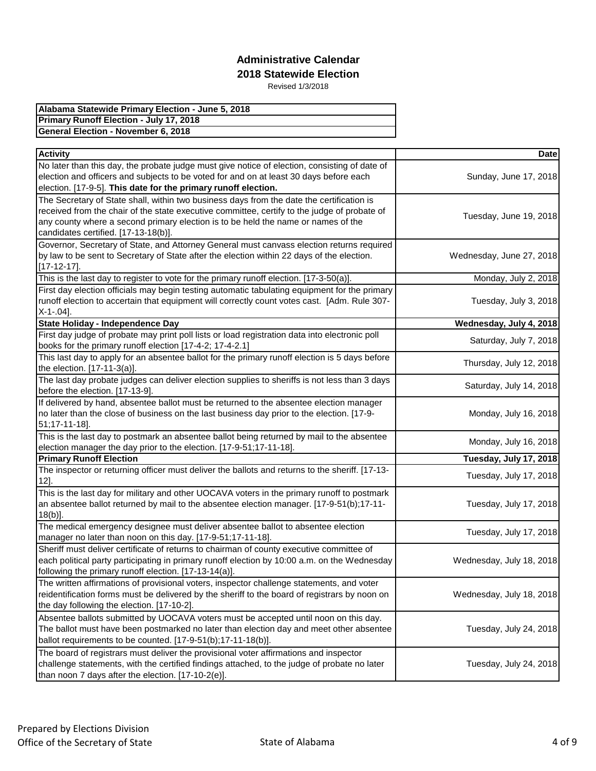# Administrative Calendar
## 2018 Statewide Election

Revised 1/3/2018

| Alabama Statewide Primary Election - June 5, 2018 |
|---|
| **Primary Runoff Election - July 17, 2018** |
| **General Election - November 6, 2018** |

| Activity | Date |
|---|---|
| No later than this day, the probate judge must give notice of election, consisting of date of election and officers and subjects to be voted for and on at least 30 days before each election. [17-9-5]. **This date for the primary runoff election.** | Sunday, June 17, 2018 |
| The Secretary of State shall, within two business days from the date the certification is received from the chair of the state executive committee, certify to the judge of probate of any county where a second primary election is to be held the name or names of the candidates certified. [17-13-18(b)]. | Tuesday, June 19, 2018 |
| Governor, Secretary of State, and Attorney General must canvass election returns required by law to be sent to Secretary of State after the election within 22 days of the election. [17-12-17]. | Wednesday, June 27, 2018 |
| This is the last day to register to vote for the primary runoff election. [17-3-50(a)]. | Monday, July 2, 2018 |
| First day election officials may begin testing automatic tabulating equipment for the primary runoff election to accertain that equipment will correctly count votes cast. [Adm. Rule 307-X-1-.04]. | Tuesday, July 3, 2018 |
| **State Holiday - Independence Day** | **Wednesday, July 4, 2018** |
| First day judge of probate may print poll lists or load registration data into electronic poll books for the primary runoff election [17-4-2; 17-4-2.1] | Saturday, July 7, 2018 |
| This last day to apply for an absentee ballot for the primary runoff election is 5 days before the election. [17-11-3(a)]. | Thursday, July 12, 2018 |
| The last day probate judges can deliver election supplies to sheriffs is not less than 3 days before the election. [17-13-9]. | Saturday, July 14, 2018 |
| If delivered by hand, absentee ballot must be returned to the absentee election manager no later than the close of business on the last business day prior to the election. [17-9-51;17-11-18]. | Monday, July 16, 2018 |
| This is the last day to postmark an absentee ballot being returned by mail to the absentee election manager the day prior to the election. [17-9-51;17-11-18]. | Monday, July 16, 2018 |
| **Primary Runoff Election** | **Tuesday, July 17, 2018** |
| The inspector or returning officer must deliver the ballots and returns to the sheriff. [17-13-12]. | Tuesday, July 17, 2018 |
| This is the last day for military and other UOCAVA voters in the primary runoff to postmark an absentee ballot returned by mail to the absentee election manager. [17-9-51(b);17-11-18(b)]. | Tuesday, July 17, 2018 |
| The medical emergency designee must deliver absentee ballot to absentee election manager no later than noon on this day. [17-9-51;17-11-18]. | Tuesday, July 17, 2018 |
| Sheriff must deliver certificate of returns to chairman of county executive committee of each political party participating in primary runoff election by 10:00 a.m. on the Wednesday following the primary runoff election. [17-13-14(a)]. | Wednesday, July 18, 2018 |
| The written affirmations of provisional voters, inspector challenge statements, and voter reidentification forms must be delivered by the sheriff to the board of registrars by noon on the day following the election. [17-10-2]. | Wednesday, July 18, 2018 |
| Absentee ballots submitted by UOCAVA voters must be accepted until noon on this day. The ballot must have been postmarked no later than election day and meet other absentee ballot requirements to be counted. [17-9-51(b);17-11-18(b)]. | Tuesday, July 24, 2018 |
| The board of registrars must deliver the provisional voter affirmations and inspector challenge statements, with the certified findings attached, to the judge of probate no later than noon 7 days after the election. [17-10-2(e)]. | Tuesday, July 24, 2018 |

Prepared by Elections Division
Office of the Secretary of State

State of Alabama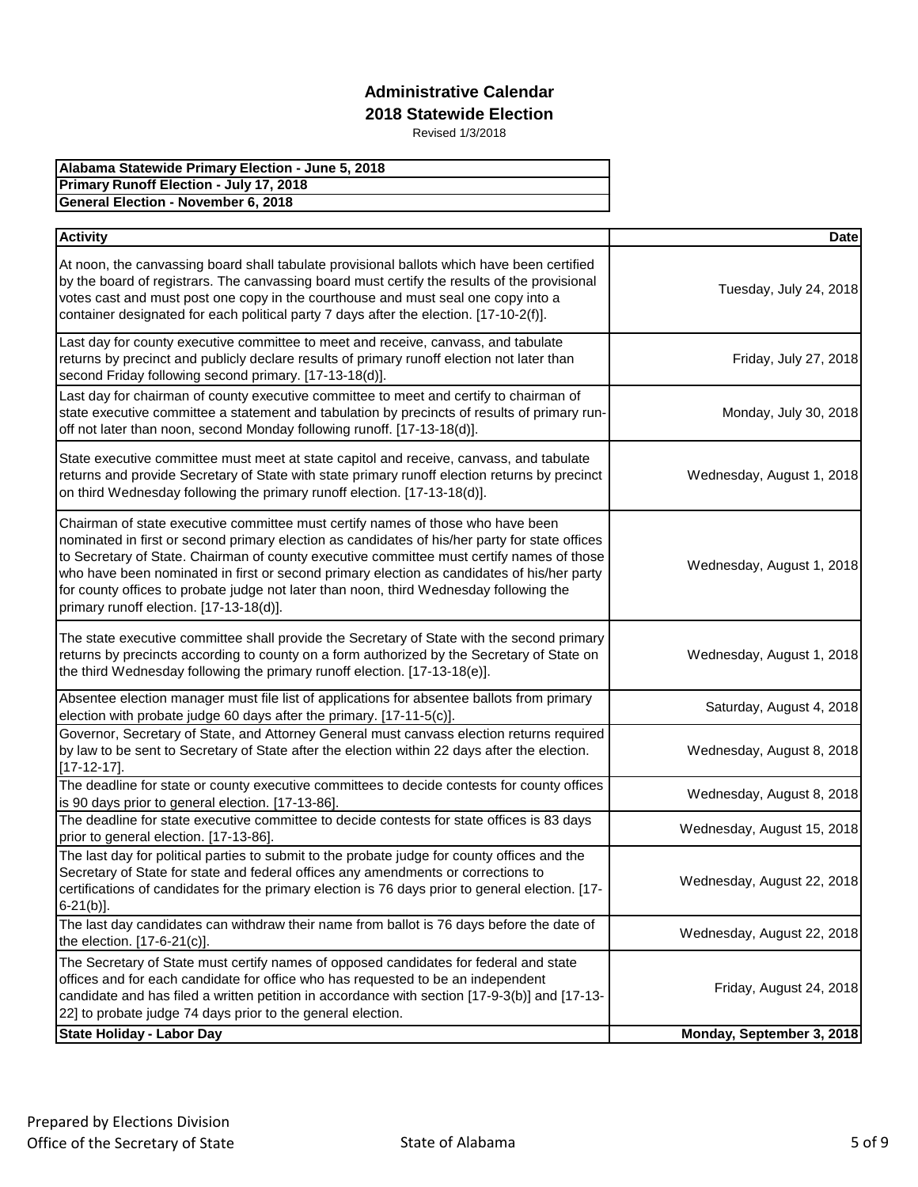## Administrative Calendar
## 2018 Statewide Election

Revised 1/3/2018

| Alabama Statewide Primary Election - June 5, 2018 |
|---|
| **Primary Runoff Election - July 17, 2018** |
| **General Election - November 6, 2018** |

| Activity | Date |
|---|---|
| At noon, the canvassing board shall tabulate provisional ballots which have been certified by the board of registrars. The canvassing board must certify the results of the provisional votes cast and must post one copy in the courthouse and must seal one copy into a container designated for each political party 7 days after the election. [17-10-2(f)]. | Tuesday, July 24, 2018 |
| Last day for county executive committee to meet and receive, canvass, and tabulate returns by precinct and publicly declare results of primary runoff election not later than second Friday following second primary. [17-13-18(d)]. | Friday, July 27, 2018 |
| Last day for chairman of county executive committee to meet and certify to chairman of state executive committee a statement and tabulation by precincts of results of primary run-off not later than noon, second Monday following runoff. [17-13-18(d)]. | Monday, July 30, 2018 |
| State executive committee must meet at state capitol and receive, canvass, and tabulate returns and provide Secretary of State with state primary runoff election returns by precinct on third Wednesday following the primary runoff election. [17-13-18(d)]. | Wednesday, August 1, 2018 |
| Chairman of state executive committee must certify names of those who have been nominated in first or second primary election as candidates of his/her party for state offices to Secretary of State. Chairman of county executive committee must certify names of those who have been nominated in first or second primary election as candidates of his/her party for county offices to probate judge not later than noon, third Wednesday following the primary runoff election. [17-13-18(d)]. | Wednesday, August 1, 2018 |
| The state executive committee shall provide the Secretary of State with the second primary returns by precincts according to county on a form authorized by the Secretary of State on the third Wednesday following the primary runoff election. [17-13-18(e)]. | Wednesday, August 1, 2018 |
| Absentee election manager must file list of applications for absentee ballots from primary election with probate judge 60 days after the primary. [17-11-5(c)]. | Saturday, August 4, 2018 |
| Governor, Secretary of State, and Attorney General must canvass election returns required by law to be sent to Secretary of State after the election within 22 days after the election. [17-12-17]. | Wednesday, August 8, 2018 |
| The deadline for state or county executive committees to decide contests for county offices is 90 days prior to general election. [17-13-86]. | Wednesday, August 8, 2018 |
| The deadline for state executive committee to decide contests for state offices is 83 days prior to general election. [17-13-86]. | Wednesday, August 15, 2018 |
| The last day for political parties to submit to the probate judge for county offices and the Secretary of State for state and federal offices any amendments or corrections to certifications of candidates for the primary election is 76 days prior to general election. [17-6-21(b)]. | Wednesday, August 22, 2018 |
| The last day candidates can withdraw their name from ballot is 76 days before the date of the election. [17-6-21(c)]. | Wednesday, August 22, 2018 |
| The Secretary of State must certify names of opposed candidates for federal and state offices and for each candidate for office who has requested to be an independent candidate and has filed a written petition in accordance with section [17-9-3(b)] and [17-13-22] to probate judge 74 days prior to the general election. | Friday, August 24, 2018 |
| **State Holiday - Labor Day** | **Monday, September 3, 2018** |

Prepared by Elections Division
Office of the Secretary of State — State of Alabama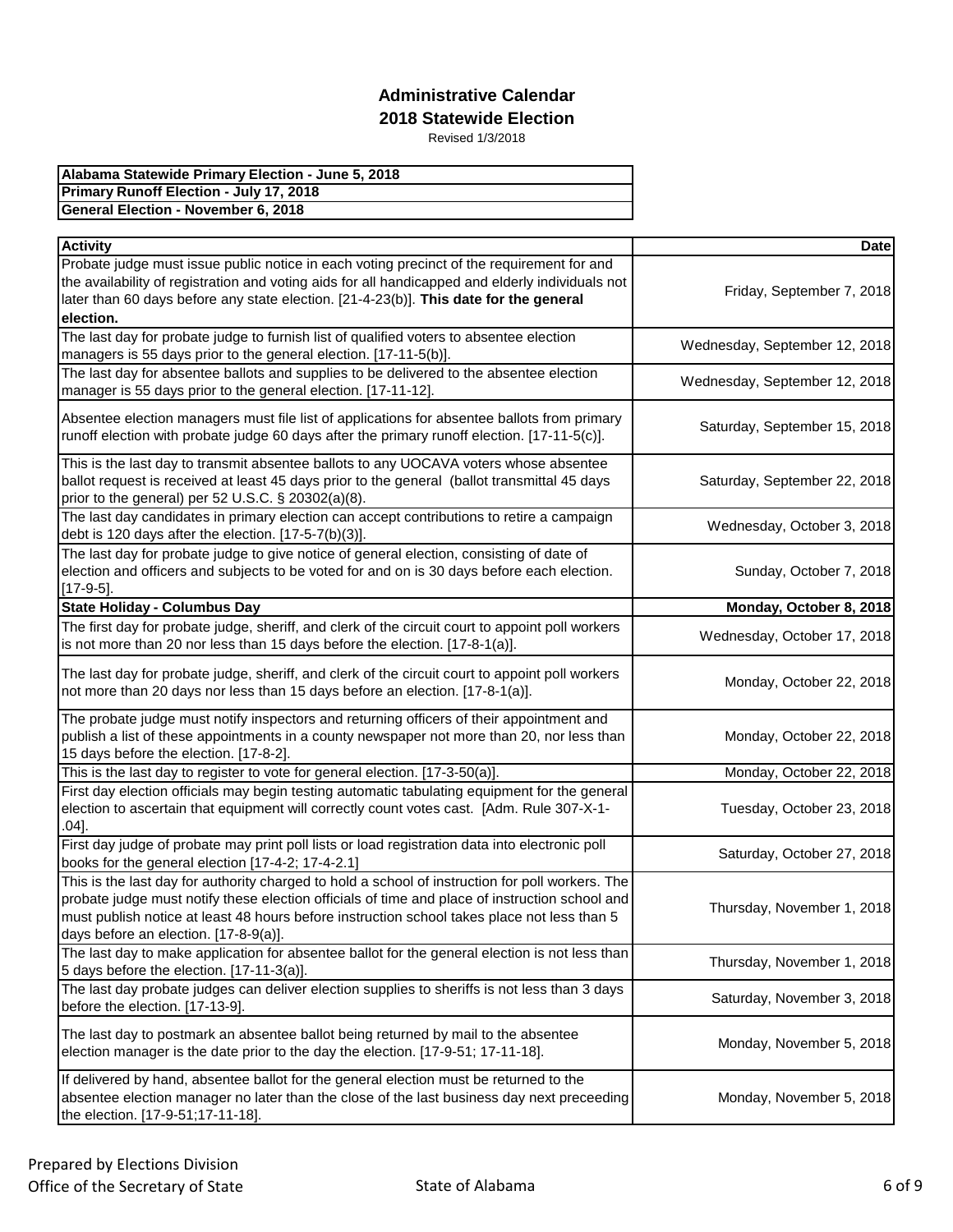# Administrative Calendar

## 2018 Statewide Election

Revised 1/3/2018

| Alabama Statewide Primary Election - June 5, 2018 |
|---|
| Primary Runoff Election - July 17, 2018 |
| General Election - November 6, 2018 |

| Activity | Date |
|---|---|
| Probate judge must issue public notice in each voting precinct of the requirement for and the availability of registration and voting aids for all handicapped and elderly individuals not later than 60 days before any state election. [21-4-23(b)]. **This date for the general election.** | Friday, September 7, 2018 |
| The last day for probate judge to furnish list of qualified voters to absentee election managers is 55 days prior to the general election. [17-11-5(b)]. | Wednesday, September 12, 2018 |
| The last day for absentee ballots and supplies to be delivered to the absentee election manager is 55 days prior to the general election. [17-11-12]. | Wednesday, September 12, 2018 |
| Absentee election managers must file list of applications for absentee ballots from primary runoff election with probate judge 60 days after the primary runoff election. [17-11-5(c)]. | Saturday, September 15, 2018 |
| This is the last day to transmit absentee ballots to any UOCAVA voters whose absentee ballot request is received at least 45 days prior to the general (ballot transmittal 45 days prior to the general) per 52 U.S.C. § 20302(a)(8). | Saturday, September 22, 2018 |
| The last day candidates in primary election can accept contributions to retire a campaign debt is 120 days after the election. [17-5-7(b)(3)]. | Wednesday, October 3, 2018 |
| The last day for probate judge to give notice of general election, consisting of date of election and officers and subjects to be voted for and on is 30 days before each election. [17-9-5]. | Sunday, October 7, 2018 |
| **State Holiday - Columbus Day** | **Monday, October 8, 2018** |
| The first day for probate judge, sheriff, and clerk of the circuit court to appoint poll workers is not more than 20 nor less than 15 days before the election. [17-8-1(a)]. | Wednesday, October 17, 2018 |
| The last day for probate judge, sheriff, and clerk of the circuit court to appoint poll workers not more than 20 days nor less than 15 days before an election. [17-8-1(a)]. | Monday, October 22, 2018 |
| The probate judge must notify inspectors and returning officers of their appointment and publish a list of these appointments in a county newspaper not more than 20, nor less than 15 days before the election. [17-8-2]. | Monday, October 22, 2018 |
| This is the last day to register to vote for general election. [17-3-50(a)]. | Monday, October 22, 2018 |
| First day election officials may begin testing automatic tabulating equipment for the general election to ascertain that equipment will correctly count votes cast. [Adm. Rule 307-X-1-.04]. | Tuesday, October 23, 2018 |
| First day judge of probate may print poll lists or load registration data into electronic poll books for the general election [17-4-2; 17-4-2.1] | Saturday, October 27, 2018 |
| This is the last day for authority charged to hold a school of instruction for poll workers. The probate judge must notify these election officials of time and place of instruction school and must publish notice at least 48 hours before instruction school takes place not less than 5 days before an election. [17-8-9(a)]. | Thursday, November 1, 2018 |
| The last day to make application for absentee ballot for the general election is not less than 5 days before the election. [17-11-3(a)]. | Thursday, November 1, 2018 |
| The last day probate judges can deliver election supplies to sheriffs is not less than 3 days before the election. [17-13-9]. | Saturday, November 3, 2018 |
| The last day to postmark an absentee ballot being returned by mail to the absentee election manager is the date prior to the day the election. [17-9-51; 17-11-18]. | Monday, November 5, 2018 |
| If delivered by hand, absentee ballot for the general election must be returned to the absentee election manager no later than the close of the last business day next preceeding the election. [17-9-51;17-11-18]. | Monday, November 5, 2018 |

Prepared by Elections Division
Office of the Secretary of State

State of Alabama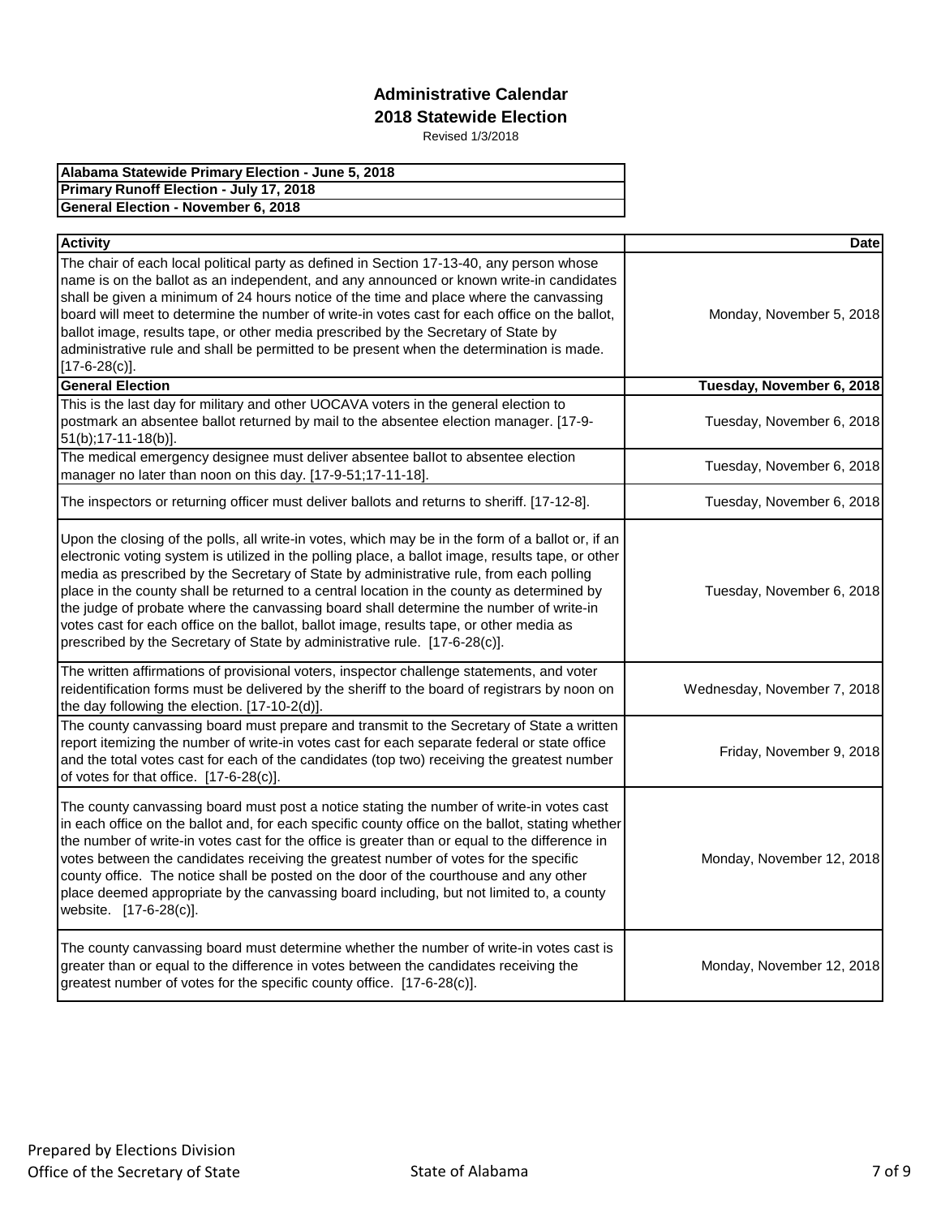## Administrative Calendar

## 2018 Statewide Election

Revised 1/3/2018

| Alabama Statewide Primary Election - June 5, 2018 |
|---|
| Primary Runoff Election - July 17, 2018 |
| General Election - November 6, 2018 |

| Activity | Date |
|---|---|
| The chair of each local political party as defined in Section 17-13-40, any person whose name is on the ballot as an independent, and any announced or known write-in candidates shall be given a minimum of 24 hours notice of the time and place where the canvassing board will meet to determine the number of write-in votes cast for each office on the ballot, ballot image, results tape, or other media prescribed by the Secretary of State by administrative rule and shall be permitted to be present when the determination is made. [17-6-28(c)]. | Monday, November 5, 2018 |
| **General Election** | **Tuesday, November 6, 2018** |
| This is the last day for military and other UOCAVA voters in the general election to postmark an absentee ballot returned by mail to the absentee election manager. [17-9-51(b);17-11-18(b)]. | Tuesday, November 6, 2018 |
| The medical emergency designee must deliver absentee ballot to absentee election manager no later than noon on this day. [17-9-51;17-11-18]. | Tuesday, November 6, 2018 |
| The inspectors or returning officer must deliver ballots and returns to sheriff. [17-12-8]. | Tuesday, November 6, 2018 |
| Upon the closing of the polls, all write-in votes, which may be in the form of a ballot or, if an electronic voting system is utilized in the polling place, a ballot image, results tape, or other media as prescribed by the Secretary of State by administrative rule, from each polling place in the county shall be returned to a central location in the county as determined by the judge of probate where the canvassing board shall determine the number of write-in votes cast for each office on the ballot, ballot image, results tape, or other media as prescribed by the Secretary of State by administrative rule. [17-6-28(c)]. | Tuesday, November 6, 2018 |
| The written affirmations of provisional voters, inspector challenge statements, and voter reidentification forms must be delivered by the sheriff to the board of registrars by noon on the day following the election. [17-10-2(d)]. | Wednesday, November 7, 2018 |
| The county canvassing board must prepare and transmit to the Secretary of State a written report itemizing the number of write-in votes cast for each separate federal or state office and the total votes cast for each of the candidates (top two) receiving the greatest number of votes for that office. [17-6-28(c)]. | Friday, November 9, 2018 |
| The county canvassing board must post a notice stating the number of write-in votes cast in each office on the ballot and, for each specific county office on the ballot, stating whether the number of write-in votes cast for the office is greater than or equal to the difference in votes between the candidates receiving the greatest number of votes for the specific county office. The notice shall be posted on the door of the courthouse and any other place deemed appropriate by the canvassing board including, but not limited to, a county website. [17-6-28(c)]. | Monday, November 12, 2018 |
| The county canvassing board must determine whether the number of write-in votes cast is greater than or equal to the difference in votes between the candidates receiving the greatest number of votes for the specific county office. [17-6-28(c)]. | Monday, November 12, 2018 |

Prepared by Elections Division
Office of the Secretary of State

State of Alabama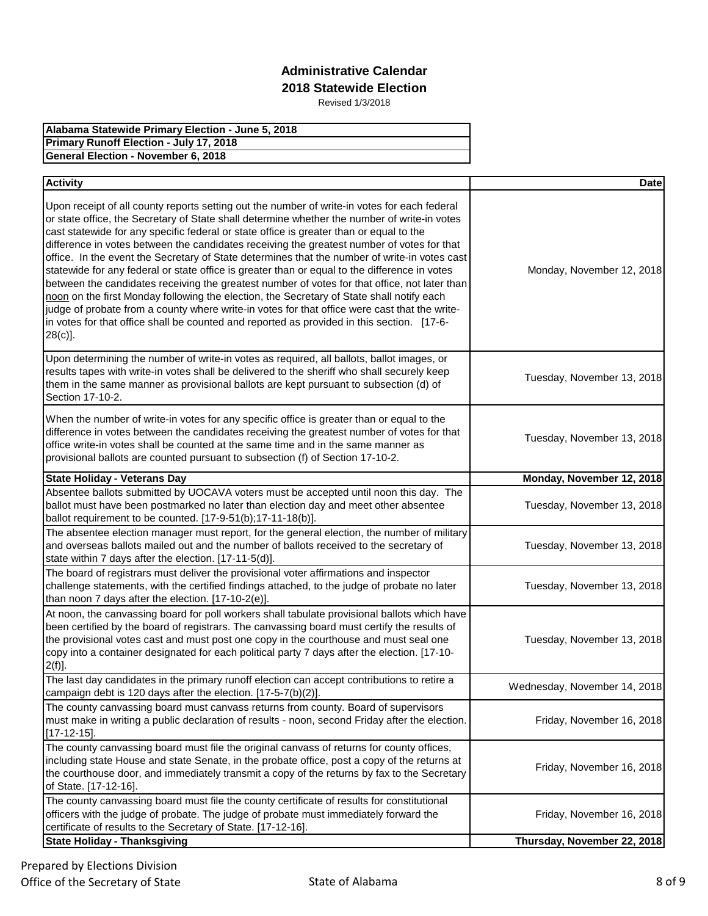# Administrative Calendar

## 2018 Statewide Election

Revised 1/3/2018

| Alabama Statewide Primary Election - June 5, 2018 |
|---|
| **Primary Runoff Election - July 17, 2018** |
| **General Election - November 6, 2018** |

| Activity | Date |
|---|---|
| Upon receipt of all county reports setting out the number of write-in votes for each federal or state office, the Secretary of State shall determine whether the number of write-in votes cast statewide for any specific federal or state office is greater than or equal to the difference in votes between the candidates receiving the greatest number of votes for that office. In the event the Secretary of State determines that the number of write-in votes cast statewide for any federal or state office is greater than or equal to the difference in votes between the candidates receiving the greatest number of votes for that office, not later than noon on the first Monday following the election, the Secretary of State shall notify each judge of probate from a county where write-in votes for that office were cast that the write-in votes for that office shall be counted and reported as provided in this section. [17-6-28(c)]. | Monday, November 12, 2018 |
| Upon determining the number of write-in votes as required, all ballots, ballot images, or results tapes with write-in votes shall be delivered to the sheriff who shall securely keep them in the same manner as provisional ballots are kept pursuant to subsection (d) of Section 17-10-2. | Tuesday, November 13, 2018 |
| When the number of write-in votes for any specific office is greater than or equal to the difference in votes between the candidates receiving the greatest number of votes for that office write-in votes shall be counted at the same time and in the same manner as provisional ballots are counted pursuant to subsection (f) of Section 17-10-2. | Tuesday, November 13, 2018 |
| **State Holiday - Veterans Day** | **Monday, November 12, 2018** |
| Absentee ballots submitted by UOCAVA voters must be accepted until noon this day. The ballot must have been postmarked no later than election day and meet other absentee ballot requirement to be counted. [17-9-51(b);17-11-18(b)]. | Tuesday, November 13, 2018 |
| The absentee election manager must report, for the general election, the number of military and overseas ballots mailed out and the number of ballots received to the secretary of state within 7 days after the election. [17-11-5(d)]. | Tuesday, November 13, 2018 |
| The board of registrars must deliver the provisional voter affirmations and inspector challenge statements, with the certified findings attached, to the judge of probate no later than noon 7 days after the election. [17-10-2(e)]. | Tuesday, November 13, 2018 |
| At noon, the canvassing board for poll workers shall tabulate provisional ballots which have been certified by the board of registrars. The canvassing board must certify the results of the provisional votes cast and must post one copy in the courthouse and must seal one copy into a container designated for each political party 7 days after the election. [17-10-2(f)]. | Tuesday, November 13, 2018 |
| The last day candidates in the primary runoff election can accept contributions to retire a campaign debt is 120 days after the election. [17-5-7(b)(2)]. | Wednesday, November 14, 2018 |
| The county canvassing board must canvass returns from county. Board of supervisors must make in writing a public declaration of results - noon, second Friday after the election. [17-12-15]. | Friday, November 16, 2018 |
| The county canvassing board must file the original canvass of returns for county offices, including state House and state Senate, in the probate office, post a copy of the returns at the courthouse door, and immediately transmit a copy of the returns by fax to the Secretary of State. [17-12-16]. | Friday, November 16, 2018 |
| The county canvassing board must file the county certificate of results for constitutional officers with the judge of probate. The judge of probate must immediately forward the certificate of results to the Secretary of State. [17-12-16]. | Friday, November 16, 2018 |
| **State Holiday - Thanksgiving** | **Thursday, November 22, 2018** |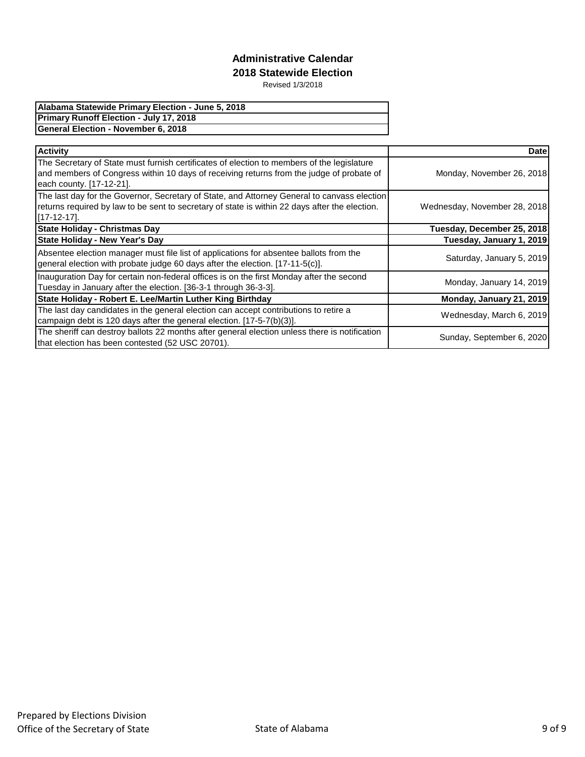## Administrative Calendar

## 2018 Statewide Election

Revised 1/3/2018

| |
|---|
| **Alabama Statewide Primary Election - June 5, 2018** |
| **Primary Runoff Election - July 17, 2018** |
| **General Election - November 6, 2018** |

| **Activity** | **Date** |
|---|---|
| The Secretary of State must furnish certificates of election to members of the legislature and members of Congress within 10 days of receiving returns from the judge of probate of each county. [17-12-21]. | Monday, November 26, 2018 |
| The last day for the Governor, Secretary of State, and Attorney General to canvass election returns required by law to be sent to secretary of state is within 22 days after the election. [17-12-17]. | Wednesday, November 28, 2018 |
| **State Holiday - Christmas Day** | **Tuesday, December 25, 2018** |
| **State Holiday - New Year's Day** | **Tuesday, January 1, 2019** |
| Absentee election manager must file list of applications for absentee ballots from the general election with probate judge 60 days after the election. [17-11-5(c)]. | Saturday, January 5, 2019 |
| Inauguration Day for certain non-federal offices is on the first Monday after the second Tuesday in January after the election. [36-3-1 through 36-3-3]. | Monday, January 14, 2019 |
| **State Holiday - Robert E. Lee/Martin Luther King Birthday** | **Monday, January 21, 2019** |
| The last day candidates in the general election can accept contributions to retire a campaign debt is 120 days after the general election. [17-5-7(b)(3)]. | Wednesday, March 6, 2019 |
| The sheriff can destroy ballots 22 months after general election unless there is notification that election has been contested (52 USC 20701). | Sunday, September 6, 2020 |

Prepared by Elections Division
Office of the Secretary of State

State of Alabama